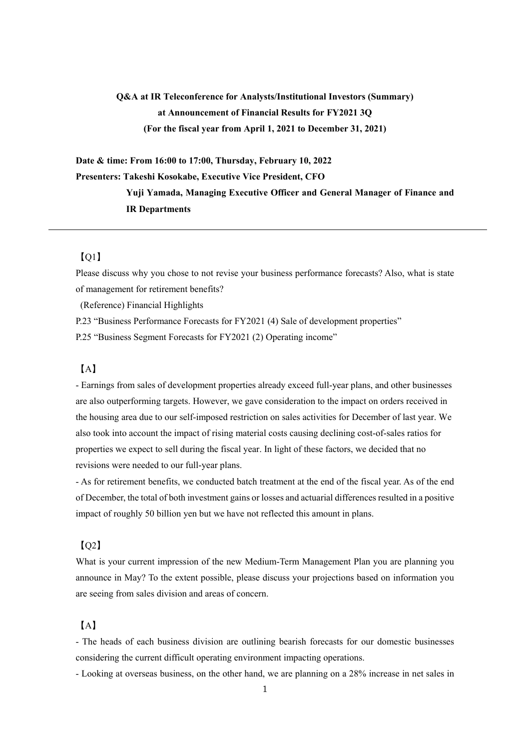**Q&A at IR Teleconference for Analysts/Institutional Investors (Summary)**
**at Announcement of Financial Results for FY2021 3Q**
**(For the fiscal year from April 1, 2021 to December 31, 2021)**

**Date & time: From 16:00 to 17:00, Thursday, February 10, 2022**
**Presenters: Takeshi Kosokabe, Executive Vice President, CFO**
**Yuji Yamada, Managing Executive Officer and General Manager of Finance and IR Departments**

---

【Q1】

Please discuss why you chose to not revise your business performance forecasts? Also, what is state of management for retirement benefits?

(Reference) Financial Highlights

P.23 "Business Performance Forecasts for FY2021 (4) Sale of development properties"

P.25 "Business Segment Forecasts for FY2021 (2) Operating income"

【A】

- Earnings from sales of development properties already exceed full-year plans, and other businesses are also outperforming targets. However, we gave consideration to the impact on orders received in the housing area due to our self-imposed restriction on sales activities for December of last year. We also took into account the impact of rising material costs causing declining cost-of-sales ratios for properties we expect to sell during the fiscal year. In light of these factors, we decided that no revisions were needed to our full-year plans.
- As for retirement benefits, we conducted batch treatment at the end of the fiscal year. As of the end of December, the total of both investment gains or losses and actuarial differences resulted in a positive impact of roughly 50 billion yen but we have not reflected this amount in plans.

【Q2】

What is your current impression of the new Medium-Term Management Plan you are planning you announce in May? To the extent possible, please discuss your projections based on information you are seeing from sales division and areas of concern.

【A】

- The heads of each business division are outlining bearish forecasts for our domestic businesses considering the current difficult operating environment impacting operations.
- Looking at overseas business, on the other hand, we are planning on a 28% increase in net sales in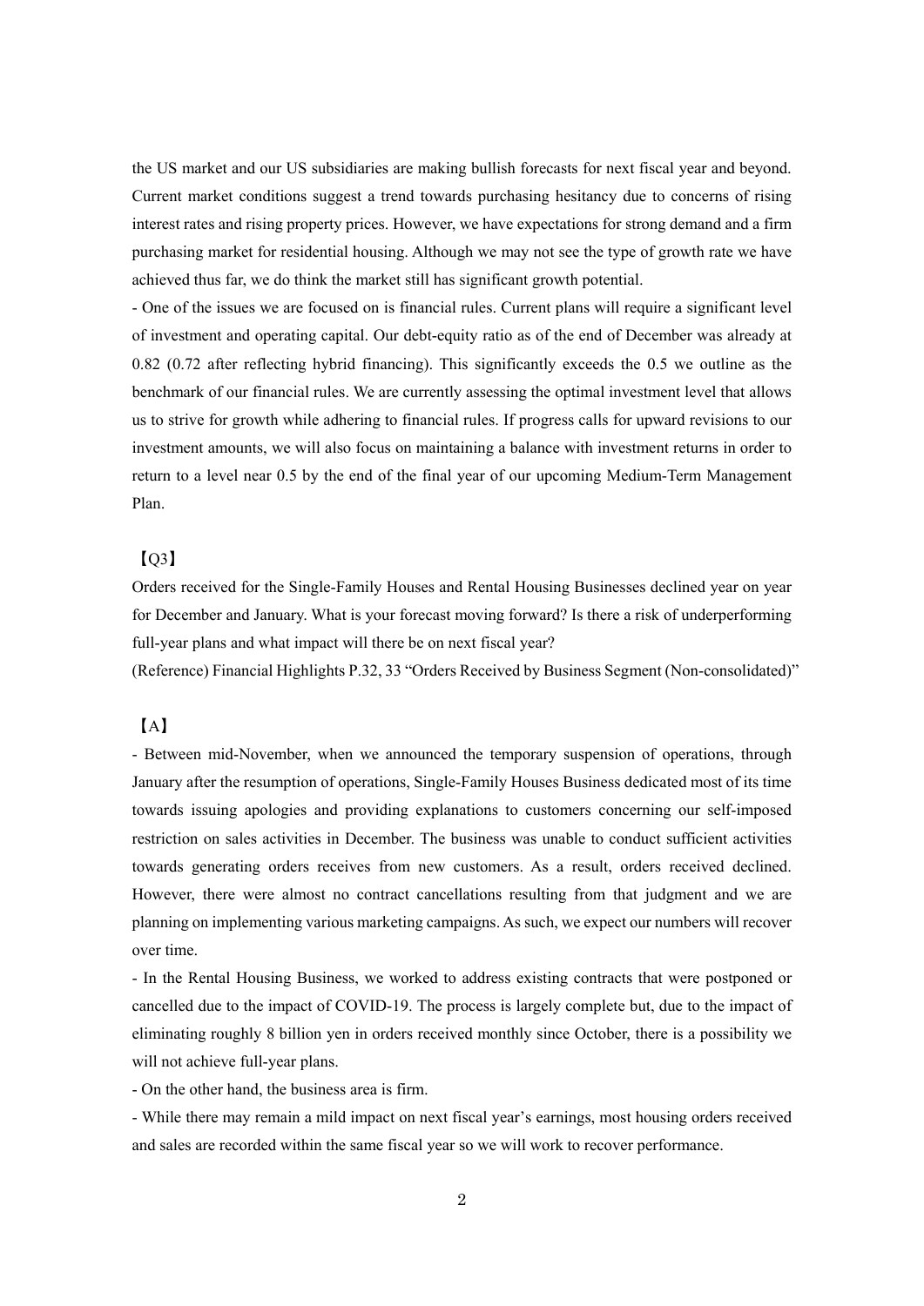the US market and our US subsidiaries are making bullish forecasts for next fiscal year and beyond. Current market conditions suggest a trend towards purchasing hesitancy due to concerns of rising interest rates and rising property prices. However, we have expectations for strong demand and a firm purchasing market for residential housing. Although we may not see the type of growth rate we have achieved thus far, we do think the market still has significant growth potential.

- One of the issues we are focused on is financial rules. Current plans will require a significant level of investment and operating capital. Our debt-equity ratio as of the end of December was already at 0.82 (0.72 after reflecting hybrid financing). This significantly exceeds the 0.5 we outline as the benchmark of our financial rules. We are currently assessing the optimal investment level that allows us to strive for growth while adhering to financial rules. If progress calls for upward revisions to our investment amounts, we will also focus on maintaining a balance with investment returns in order to return to a level near 0.5 by the end of the final year of our upcoming Medium-Term Management Plan.

【Q3】

Orders received for the Single-Family Houses and Rental Housing Businesses declined year on year for December and January. What is your forecast moving forward? Is there a risk of underperforming full-year plans and what impact will there be on next fiscal year?

(Reference) Financial Highlights P.32, 33 "Orders Received by Business Segment (Non-consolidated)"

【A】

- Between mid-November, when we announced the temporary suspension of operations, through January after the resumption of operations, Single-Family Houses Business dedicated most of its time towards issuing apologies and providing explanations to customers concerning our self-imposed restriction on sales activities in December. The business was unable to conduct sufficient activities towards generating orders receives from new customers. As a result, orders received declined. However, there were almost no contract cancellations resulting from that judgment and we are planning on implementing various marketing campaigns. As such, we expect our numbers will recover over time.

- In the Rental Housing Business, we worked to address existing contracts that were postponed or cancelled due to the impact of COVID-19. The process is largely complete but, due to the impact of eliminating roughly 8 billion yen in orders received monthly since October, there is a possibility we will not achieve full-year plans.

- On the other hand, the business area is firm.

- While there may remain a mild impact on next fiscal year's earnings, most housing orders received and sales are recorded within the same fiscal year so we will work to recover performance.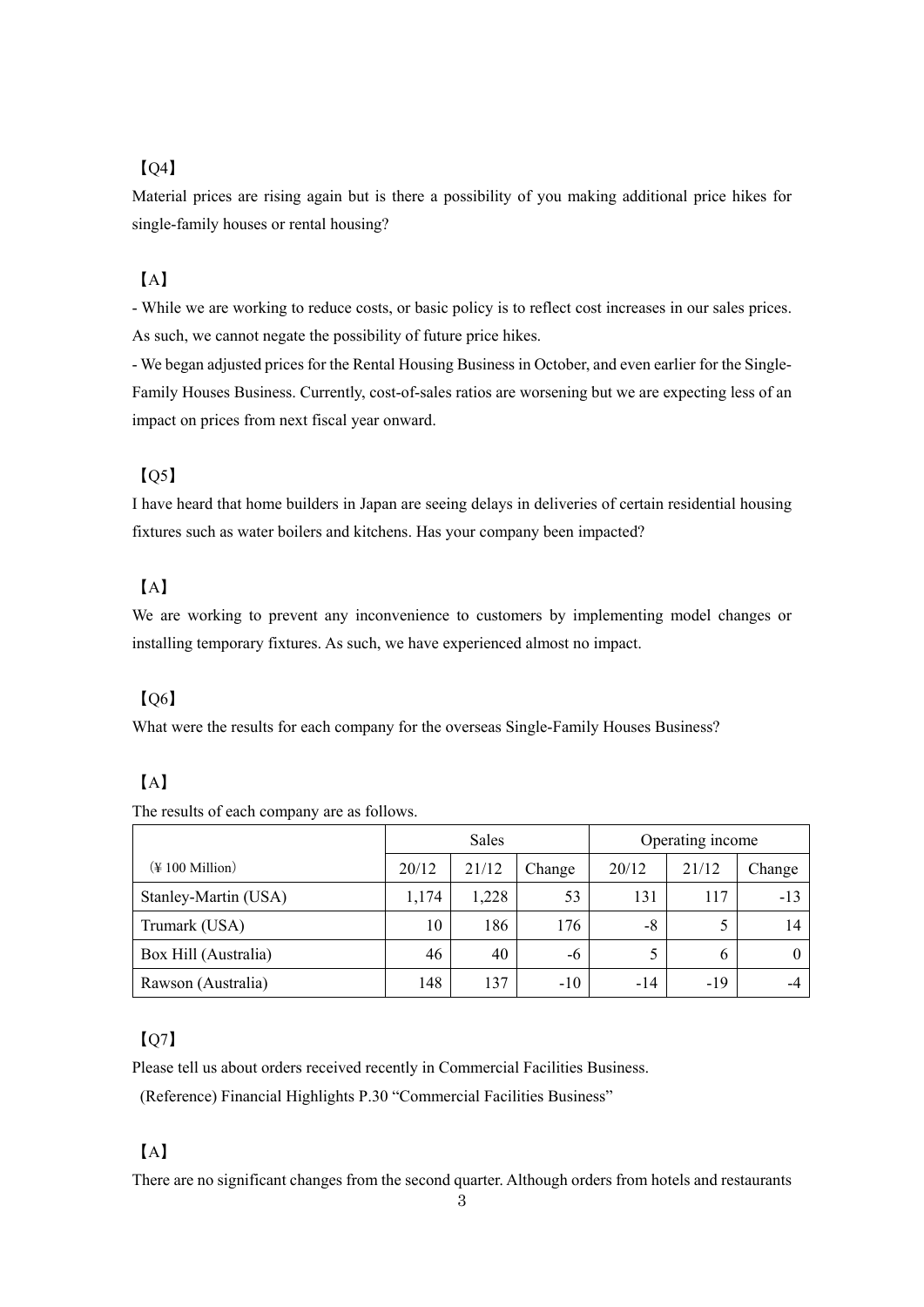【Q4】

Material prices are rising again but is there a possibility of you making additional price hikes for single-family houses or rental housing?

【A】

- While we are working to reduce costs, or basic policy is to reflect cost increases in our sales prices. As such, we cannot negate the possibility of future price hikes.
- We began adjusted prices for the Rental Housing Business in October, and even earlier for the Single-Family Houses Business. Currently, cost-of-sales ratios are worsening but we are expecting less of an impact on prices from next fiscal year onward.

【Q5】

I have heard that home builders in Japan are seeing delays in deliveries of certain residential housing fixtures such as water boilers and kitchens. Has your company been impacted?

【A】

We are working to prevent any inconvenience to customers by implementing model changes or installing temporary fixtures. As such, we have experienced almost no impact.

【Q6】

What were the results for each company for the overseas Single-Family Houses Business?

【A】

The results of each company are as follows.

| | Sales | | | Operating income | | |
|---|---|---|---|---|---|---|
| (¥ 100 Million) | 20/12 | 21/12 | Change | 20/12 | 21/12 | Change |
| Stanley-Martin (USA) | 1,174 | 1,228 | 53 | 131 | 117 | -13 |
| Trumark (USA) | 10 | 186 | 176 | -8 | 5 | 14 |
| Box Hill (Australia) | 46 | 40 | -6 | 5 | 6 | 0 |
| Rawson (Australia) | 148 | 137 | -10 | -14 | -19 | -4 |

【Q7】

Please tell us about orders received recently in Commercial Facilities Business.

(Reference) Financial Highlights P.30 "Commercial Facilities Business"

【A】

There are no significant changes from the second quarter. Although orders from hotels and restaurants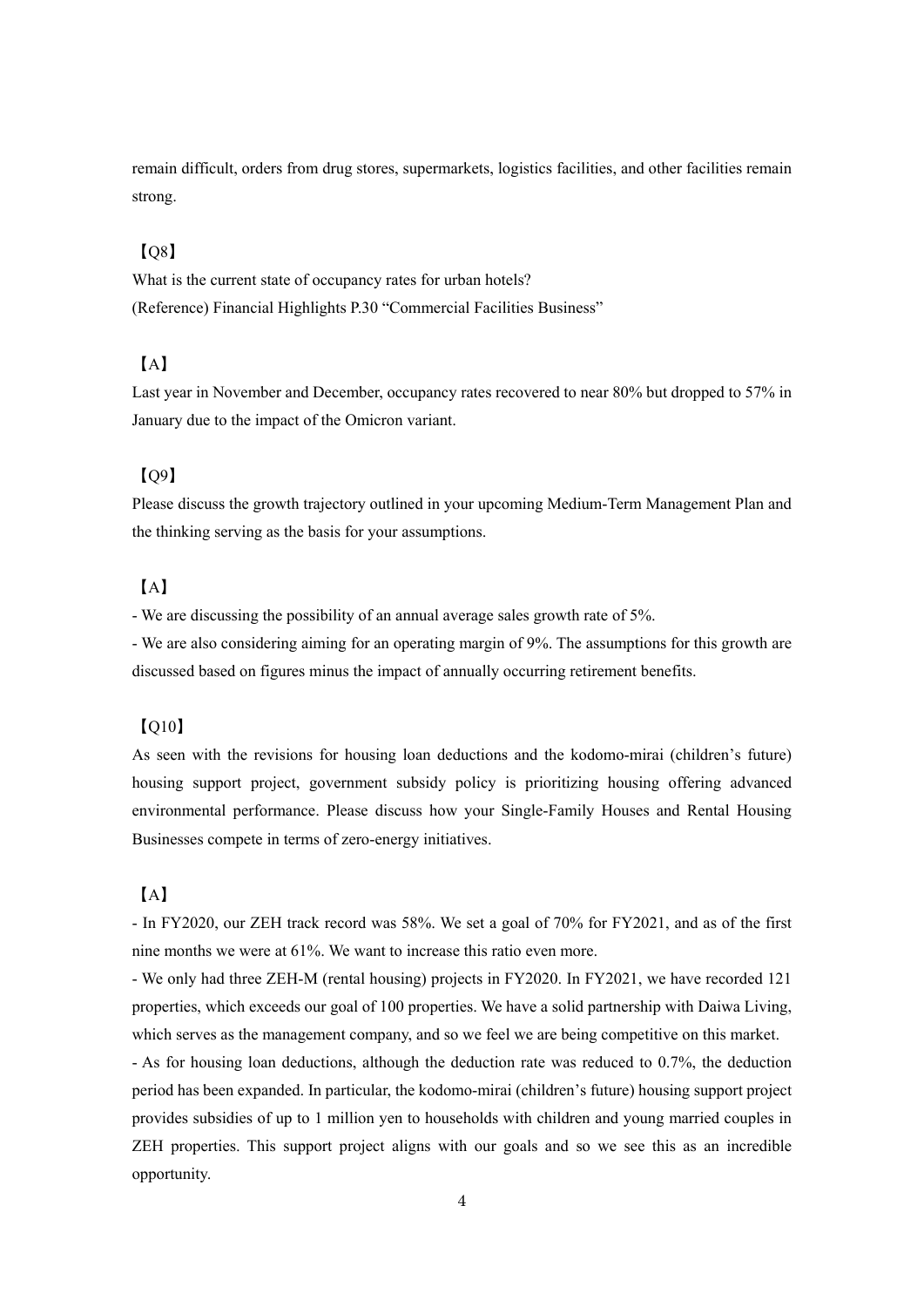remain difficult, orders from drug stores, supermarkets, logistics facilities, and other facilities remain strong.

【Q8】

What is the current state of occupancy rates for urban hotels?
(Reference) Financial Highlights P.30 “Commercial Facilities Business”

【A】

Last year in November and December, occupancy rates recovered to near 80% but dropped to 57% in January due to the impact of the Omicron variant.

【Q9】

Please discuss the growth trajectory outlined in your upcoming Medium-Term Management Plan and the thinking serving as the basis for your assumptions.

【A】

- We are discussing the possibility of an annual average sales growth rate of 5%.
- We are also considering aiming for an operating margin of 9%. The assumptions for this growth are discussed based on figures minus the impact of annually occurring retirement benefits.

【Q10】

As seen with the revisions for housing loan deductions and the kodomo-mirai (children’s future) housing support project, government subsidy policy is prioritizing housing offering advanced environmental performance. Please discuss how your Single-Family Houses and Rental Housing Businesses compete in terms of zero-energy initiatives.

【A】

- In FY2020, our ZEH track record was 58%. We set a goal of 70% for FY2021, and as of the first nine months we were at 61%. We want to increase this ratio even more.
- We only had three ZEH-M (rental housing) projects in FY2020. In FY2021, we have recorded 121 properties, which exceeds our goal of 100 properties. We have a solid partnership with Daiwa Living, which serves as the management company, and so we feel we are being competitive on this market.
- As for housing loan deductions, although the deduction rate was reduced to 0.7%, the deduction period has been expanded. In particular, the kodomo-mirai (children’s future) housing support project provides subsidies of up to 1 million yen to households with children and young married couples in ZEH properties. This support project aligns with our goals and so we see this as an incredible opportunity.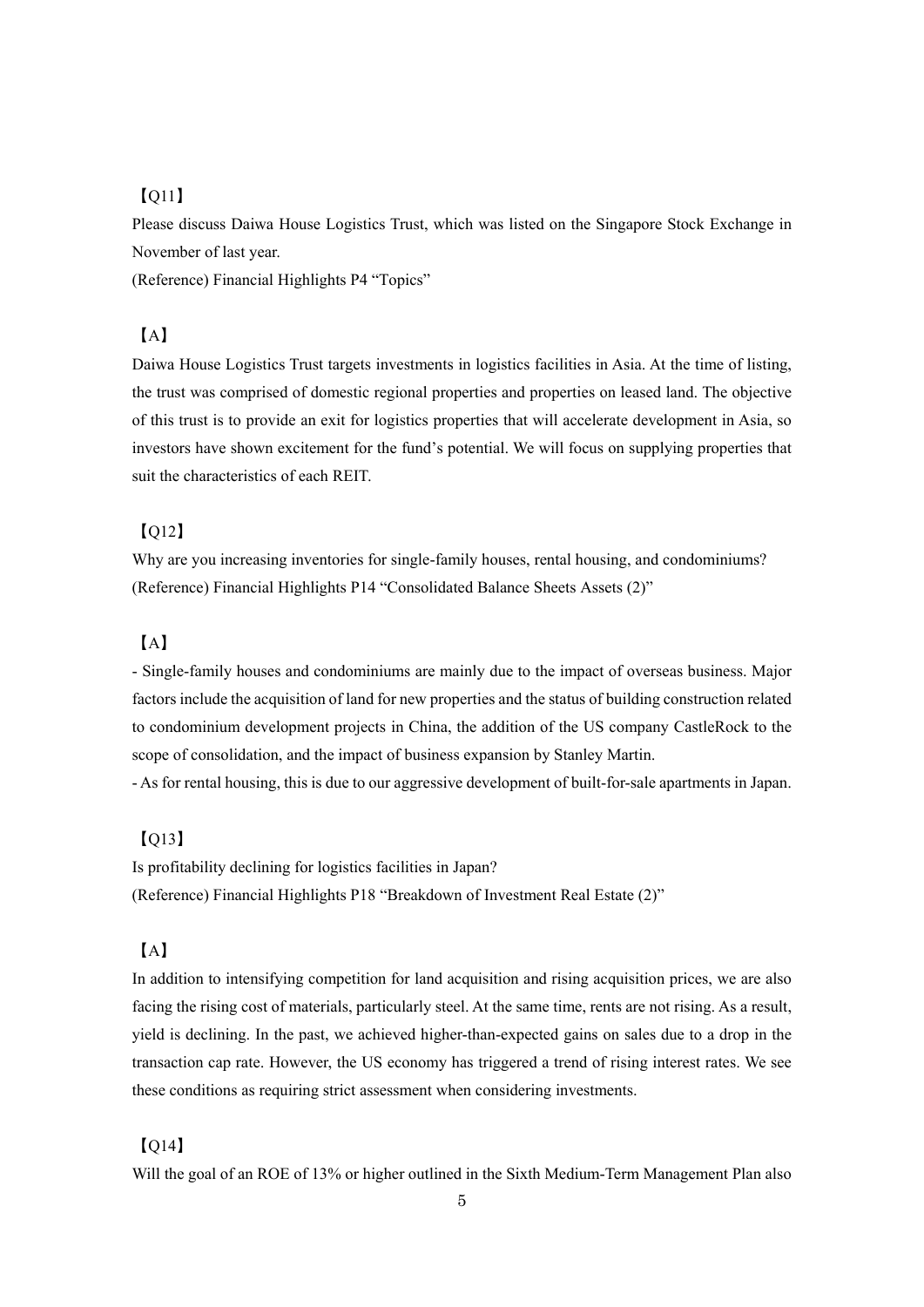【Q11】

Please discuss Daiwa House Logistics Trust, which was listed on the Singapore Stock Exchange in November of last year.

(Reference) Financial Highlights P4 "Topics"

【A】

Daiwa House Logistics Trust targets investments in logistics facilities in Asia. At the time of listing, the trust was comprised of domestic regional properties and properties on leased land. The objective of this trust is to provide an exit for logistics properties that will accelerate development in Asia, so investors have shown excitement for the fund's potential. We will focus on supplying properties that suit the characteristics of each REIT.

【Q12】

Why are you increasing inventories for single-family houses, rental housing, and condominiums?

(Reference) Financial Highlights P14 "Consolidated Balance Sheets Assets (2)"

【A】

- Single-family houses and condominiums are mainly due to the impact of overseas business. Major factors include the acquisition of land for new properties and the status of building construction related to condominium development projects in China, the addition of the US company CastleRock to the scope of consolidation, and the impact of business expansion by Stanley Martin.
- As for rental housing, this is due to our aggressive development of built-for-sale apartments in Japan.

【Q13】

Is profitability declining for logistics facilities in Japan?

(Reference) Financial Highlights P18 "Breakdown of Investment Real Estate (2)"

【A】

In addition to intensifying competition for land acquisition and rising acquisition prices, we are also facing the rising cost of materials, particularly steel. At the same time, rents are not rising. As a result, yield is declining. In the past, we achieved higher-than-expected gains on sales due to a drop in the transaction cap rate. However, the US economy has triggered a trend of rising interest rates. We see these conditions as requiring strict assessment when considering investments.

【Q14】

Will the goal of an ROE of 13% or higher outlined in the Sixth Medium-Term Management Plan also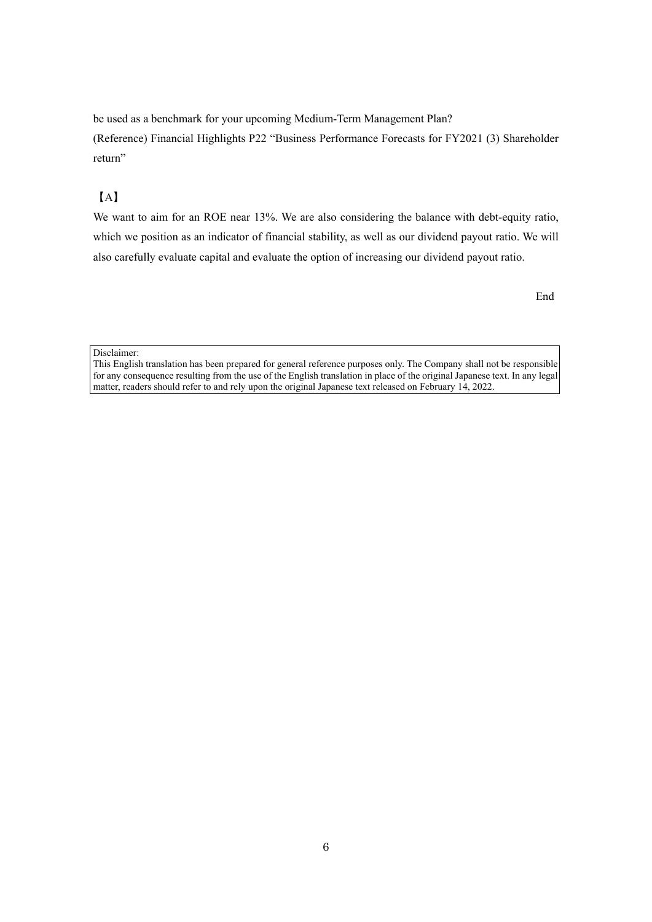be used as a benchmark for your upcoming Medium-Term Management Plan?

(Reference) Financial Highlights P22 "Business Performance Forecasts for FY2021 (3) Shareholder return"

【A】

We want to aim for an ROE near 13%. We are also considering the balance with debt-equity ratio, which we position as an indicator of financial stability, as well as our dividend payout ratio. We will also carefully evaluate capital and evaluate the option of increasing our dividend payout ratio.

End

Disclaimer:
This English translation has been prepared for general reference purposes only. The Company shall not be responsible for any consequence resulting from the use of the English translation in place of the original Japanese text. In any legal matter, readers should refer to and rely upon the original Japanese text released on February 14, 2022.